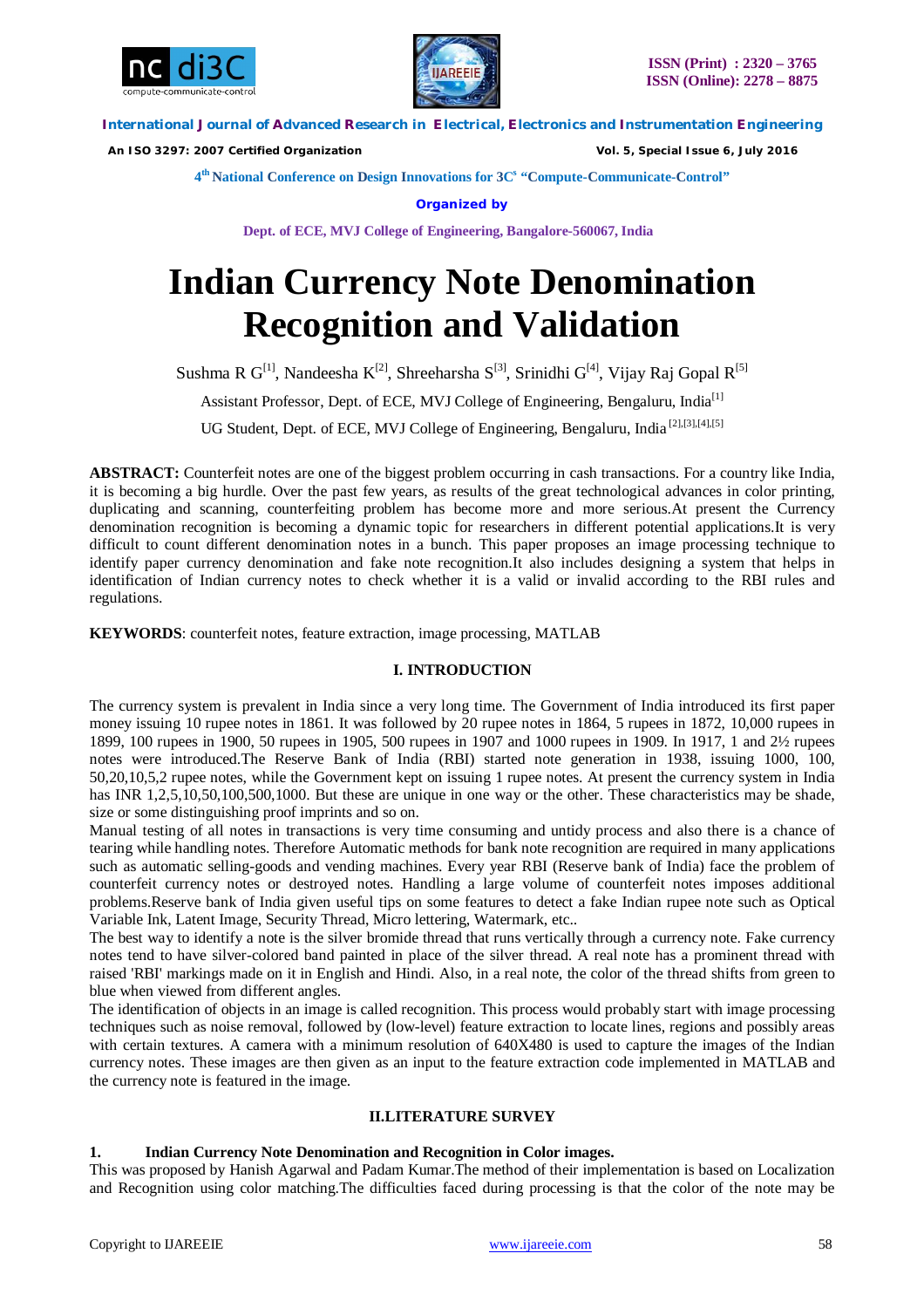# Indian Currency Note Denomination Recognition and Validation

Sushma R G[1], Nandeesha K[2], Shreeharsha S[3], Srinidhi G[4], Vijay Raj Gopal R[5]

Assistant Professor, Dept. of ECE, MVJ College of Engineering, Bengaluru, India[1]

UG Student, Dept. of ECE, MVJ College of Engineering, Bengaluru, India [2],[3],[4],[5]

**ABSTRACT:** Counterfeit notes are one of the biggest problem occurring in cash transactions. For a country like India, it is becoming a big hurdle. Over the past few years, as results of the great technological advances in color printing, duplicating and scanning, counterfeiting problem has become more and more serious.At present the Currency denomination recognition is becoming a dynamic topic for researchers in different potential applications.It is very difficult to count different denomination notes in a bunch. This paper proposes an image processing technique to identify paper currency denomination and fake note recognition.It also includes designing a system that helps in identification of Indian currency notes to check whether it is a valid or invalid according to the RBI rules and regulations.

**KEYWORDS**: counterfeit notes, feature extraction, image processing, MATLAB

## I. INTRODUCTION

The currency system is prevalent in India since a very long time. The Government of India introduced its first paper money issuing 10 rupee notes in 1861. It was followed by 20 rupee notes in 1864, 5 rupees in 1872, 10,000 rupees in 1899, 100 rupees in 1900, 50 rupees in 1905, 500 rupees in 1907 and 1000 rupees in 1909. In 1917, 1 and 2½ rupees notes were introduced.The Reserve Bank of India (RBI) started note generation in 1938, issuing 1000, 100, 50,20,10,5,2 rupee notes, while the Government kept on issuing 1 rupee notes. At present the currency system in India has INR 1,2,5,10,50,100,500,1000. But these are unique in one way or the other. These characteristics may be shade, size or some distinguishing proof imprints and so on.

Manual testing of all notes in transactions is very time consuming and untidy process and also there is a chance of tearing while handling notes. Therefore Automatic methods for bank note recognition are required in many applications such as automatic selling-goods and vending machines. Every year RBI (Reserve bank of India) face the problem of counterfeit currency notes or destroyed notes. Handling a large volume of counterfeit notes imposes additional problems.Reserve bank of India given useful tips on some features to detect a fake Indian rupee note such as Optical Variable Ink, Latent Image, Security Thread, Micro lettering, Watermark, etc..

The best way to identify a note is the silver bromide thread that runs vertically through a currency note. Fake currency notes tend to have silver-colored band painted in place of the silver thread. A real note has a prominent thread with raised 'RBI' markings made on it in English and Hindi. Also, in a real note, the color of the thread shifts from green to blue when viewed from different angles.

The identification of objects in an image is called recognition. This process would probably start with image processing techniques such as noise removal, followed by (low-level) feature extraction to locate lines, regions and possibly areas with certain textures. A camera with a minimum resolution of 640X480 is used to capture the images of the Indian currency notes. These images are then given as an input to the feature extraction code implemented in MATLAB and the currency note is featured in the image.

## II.LITERATURE SURVEY

**1. Indian Currency Note Denomination and Recognition in Color images.**

This was proposed by Hanish Agarwal and Padam Kumar.The method of their implementation is based on Localization and Recognition using color matching.The difficulties faced during processing is that the color of the note may be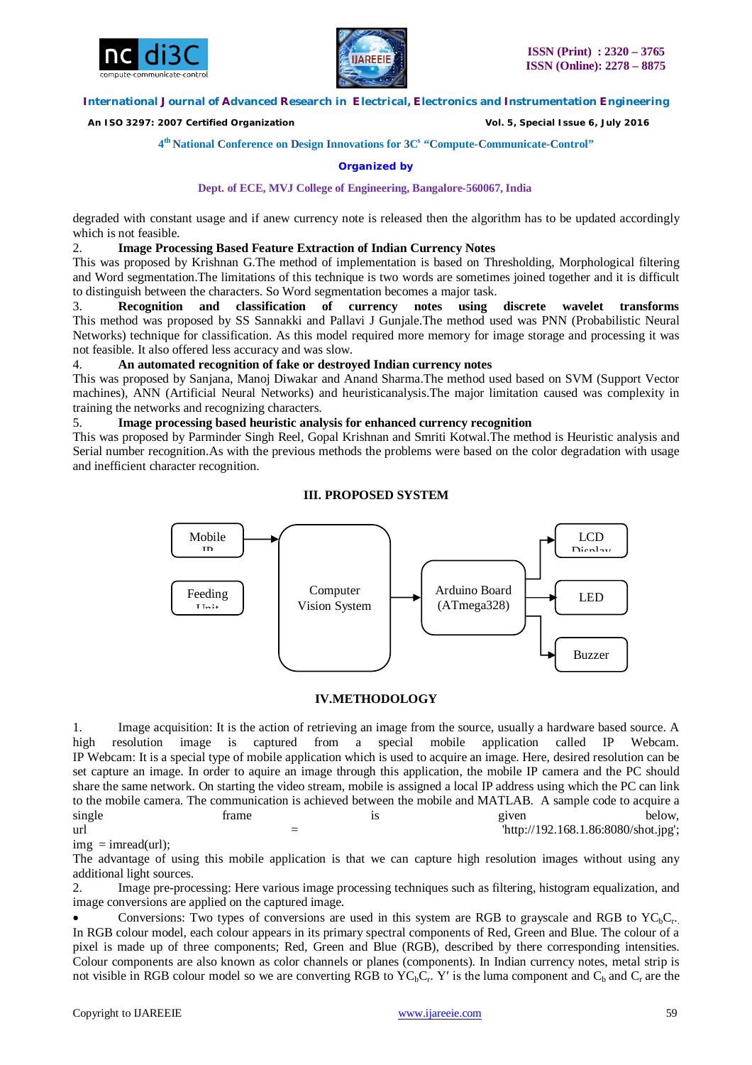degraded with constant usage and if anew currency note is released then the algorithm has to be updated accordingly which is not feasible.

2. **Image Processing Based Feature Extraction of Indian Currency Notes**

This was proposed by Krishnan G.The method of implementation is based on Thresholding, Morphological filtering and Word segmentation.The limitations of this technique is two words are sometimes joined together and it is difficult to distinguish between the characters. So Word segmentation becomes a major task.

3. **Recognition and classification of currency notes using discrete wavelet transforms**

This method was proposed by SS Sannakki and Pallavi J Gunjale.The method used was PNN (Probabilistic Neural Networks) technique for classification. As this model required more memory for image storage and processing it was not feasible. It also offered less accuracy and was slow.

4. **An automated recognition of fake or destroyed Indian currency notes**

This was proposed by Sanjana, Manoj Diwakar and Anand Sharma.The method used based on SVM (Support Vector machines), ANN (Artificial Neural Networks) and heuristicanalysis.The major limitation caused was complexity in training the networks and recognizing characters.

5. **Image processing based heuristic analysis for enhanced currency recognition**

This was proposed by Parminder Singh Reel, Gopal Krishnan and Smriti Kotwal.The method is Heuristic analysis and Serial number recognition.As with the previous methods the problems were based on the color degradation with usage and inefficient character recognition.

## III. PROPOSED SYSTEM

Mobile ID → Computer Vision System; Feeding Unit; Computer Vision System → Arduino Board (ATmega328) → LCD Display, LED, Buzzer

## IV.METHODOLOGY

1. Image acquisition: It is the action of retrieving an image from the source, usually a hardware based source. A high resolution image is captured from a special mobile application called IP Webcam. IP Webcam: It is a special type of mobile application which is used to acquire an image. Here, desired resolution can be set capture an image. In order to aquire an image through this application, the mobile IP camera and the PC should share the same network. On starting the video stream, mobile is assigned a local IP address using which the PC can link to the mobile camera. The communication is achieved between the mobile and MATLAB. A sample code to acquire a single frame is given below,

```
url = 'http://192.168.1.86:8080/shot.jpg';
img = imread(url);
```

The advantage of using this mobile application is that we can capture high resolution images without using any additional light sources.

2. Image pre-processing: Here various image processing techniques such as filtering, histogram equalization, and image conversions are applied on the captured image.

- Conversions: Two types of conversions are used in this system are RGB to grayscale and RGB to $YC_bC_r$.

In RGB colour model, each colour appears in its primary spectral components of Red, Green and Blue. The colour of a pixel is made up of three components; Red, Green and Blue (RGB), described by there corresponding intensities. Colour components are also known as color channels or planes (components). In Indian currency notes, metal strip is not visible in RGB colour model so we are converting RGB to $YC_bC_r$. Y′ is the luma component and $C_b$ and $C_r$ are the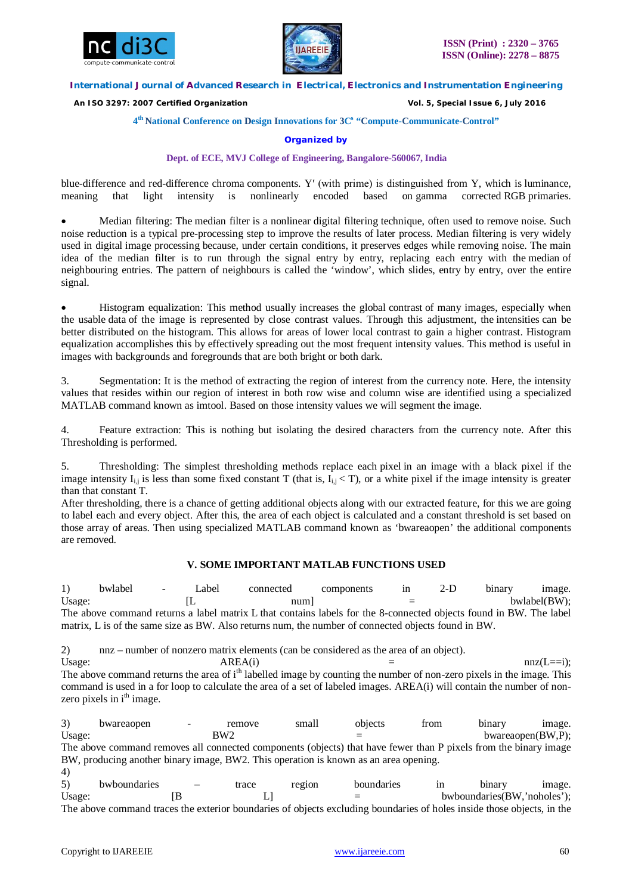blue-difference and red-difference chroma components. Y′ (with prime) is distinguished from Y, which is luminance, meaning that light intensity is nonlinearly encoded based on gamma corrected RGB primaries.

- Median filtering: The median filter is a nonlinear digital filtering technique, often used to remove noise. Such noise reduction is a typical pre-processing step to improve the results of later process. Median filtering is very widely used in digital image processing because, under certain conditions, it preserves edges while removing noise. The main idea of the median filter is to run through the signal entry by entry, replacing each entry with the median of neighbouring entries. The pattern of neighbours is called the 'window', which slides, entry by entry, over the entire signal.

- Histogram equalization: This method usually increases the global contrast of many images, especially when the usable data of the image is represented by close contrast values. Through this adjustment, the intensities can be better distributed on the histogram. This allows for areas of lower local contrast to gain a higher contrast. Histogram equalization accomplishes this by effectively spreading out the most frequent intensity values. This method is useful in images with backgrounds and foregrounds that are both bright or both dark.

3. Segmentation: It is the method of extracting the region of interest from the currency note. Here, the intensity values that resides within our region of interest in both row wise and column wise are identified using a specialized MATLAB command known as imtool. Based on those intensity values we will segment the image.

4. Feature extraction: This is nothing but isolating the desired characters from the currency note. After this Thresholding is performed.

5. Thresholding: The simplest thresholding methods replace each pixel in an image with a black pixel if the image intensity $I_{i,j}$ is less than some fixed constant T (that is, $I_{i,j} < T$), or a white pixel if the image intensity is greater than that constant T.

After thresholding, there is a chance of getting additional objects along with our extracted feature, for this we are going to label each and every object. After this, the area of each object is calculated and a constant threshold is set based on those array of areas. Then using specialized MATLAB command known as 'bwareaopen' the additional components are removed.

## V. SOME IMPORTANT MATLAB FUNCTIONS USED

1) bwlabel - Label connected components in 2-D binary image.
Usage: [L num] = bwlabel(BW);
The above command returns a label matrix L that contains labels for the 8-connected objects found in BW. The label matrix, L is of the same size as BW. Also returns num, the number of connected objects found in BW.

2) nnz – number of nonzero matrix elements (can be considered as the area of an object).
Usage: AREA(i) = nnz(L==i);
The above command returns the area of i[th] labelled image by counting the number of non-zero pixels in the image. This command is used in a for loop to calculate the area of a set of labeled images. AREA(i) will contain the number of non-zero pixels in i[th] image.

3) bwareaopen - remove small objects from binary image.
Usage: BW2 = bwareaopen(BW,P);
The above command removes all connected components (objects) that have fewer than P pixels from the binary image BW, producing another binary image, BW2. This operation is known as an area opening.

4)

5) bwboundaries – trace region boundaries in binary image.
Usage: [B L] = bwboundaries(BW,'noholes');
The above command traces the exterior boundaries of objects excluding boundaries of holes inside those objects, in the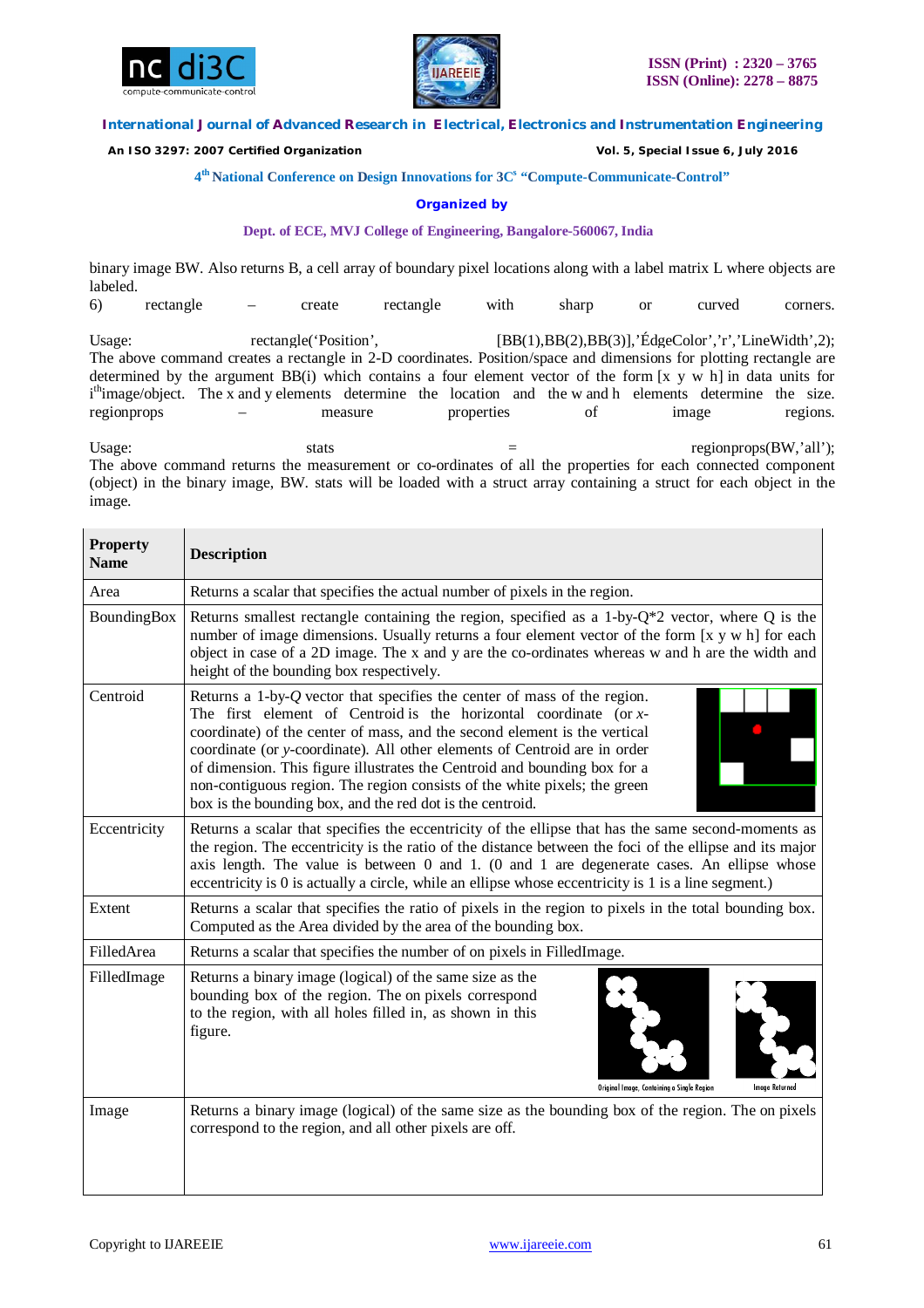binary image BW. Also returns B, a cell array of boundary pixel locations along with a label matrix L where objects are labeled.

6) rectangle – create rectangle with sharp or curved corners.

Usage: rectangle('Position', [BB(1),BB(2),BB(3)],'ÉdgeColor','r','LineWidth',2);
The above command creates a rectangle in 2-D coordinates. Position/space and dimensions for plotting rectangle are determined by the argument BB(i) which contains a four element vector of the form [x y w h] in data units for i[th]image/object. The x and y elements determine the location and the w and h elements determine the size.
regionprops – measure properties of image regions.

Usage: stats = regionprops(BW,'all');
The above command returns the measurement or co-ordinates of all the properties for each connected component (object) in the binary image, BW. stats will be loaded with a struct array containing a struct for each object in the image.

| **Property Name** | **Description** |
|---|---|
| Area | Returns a scalar that specifies the actual number of pixels in the region. |
| BoundingBox | Returns smallest rectangle containing the region, specified as a 1-by-Q*2 vector, where Q is the number of image dimensions. Usually returns a four element vector of the form [x y w h] for each object in case of a 2D image. The x and y are the co-ordinates whereas w and h are the width and height of the bounding box respectively. |
| Centroid | Returns a 1-by-*Q* vector that specifies the center of mass of the region. The first element of Centroid is the horizontal coordinate (or *x*-coordinate) of the center of mass, and the second element is the vertical coordinate (or *y*-coordinate). All other elements of Centroid are in order of dimension. This figure illustrates the Centroid and bounding box for a non-contiguous region. The region consists of the white pixels; the green box is the bounding box, and the red dot is the centroid. |
| Eccentricity | Returns a scalar that specifies the eccentricity of the ellipse that has the same second-moments as the region. The eccentricity is the ratio of the distance between the foci of the ellipse and its major axis length. The value is between 0 and 1. (0 and 1 are degenerate cases. An ellipse whose eccentricity is 0 is actually a circle, while an ellipse whose eccentricity is 1 is a line segment.) |
| Extent | Returns a scalar that specifies the ratio of pixels in the region to pixels in the total bounding box. Computed as the Area divided by the area of the bounding box. |
| FilledArea | Returns a scalar that specifies the number of on pixels in FilledImage. |
| FilledImage | Returns a binary image (logical) of the same size as the bounding box of the region. The on pixels correspond to the region, with all holes filled in, as shown in this figure. Original Image, Containing a Single Region; Image Returned |
| Image | Returns a binary image (logical) of the same size as the bounding box of the region. The on pixels correspond to the region, and all other pixels are off. |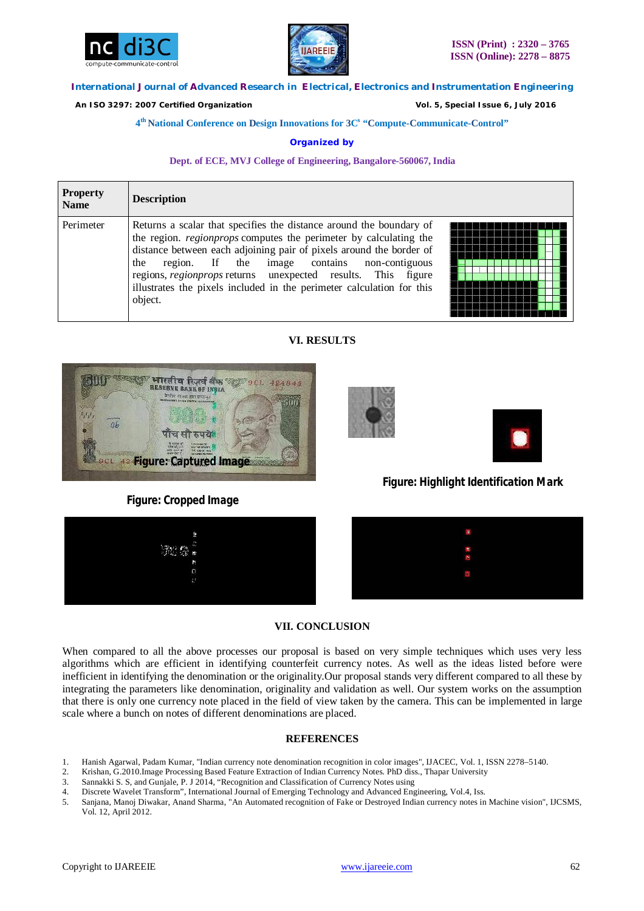| Property Name | Description |
| --- | --- |
| Perimeter | Returns a scalar that specifies the distance around the boundary of the region. *regionprops* computes the perimeter by calculating the distance between each adjoining pair of pixels around the border of the region. If the image contains non-contiguous regions, *regionprops* returns unexpected results. This figure illustrates the pixels included in the perimeter calculation for this object. |

## VI. RESULTS

Figure: Captured Image

Figure: Cropped Image

Figure: Highlight Identification Mark

## VII. CONCLUSION

When compared to all the above processes our proposal is based on very simple techniques which uses very less algorithms which are efficient in identifying counterfeit currency notes. As well as the ideas listed before were inefficient in identifying the denomination or the originality.Our proposal stands very different compared to all these by integrating the parameters like denomination, originality and validation as well. Our system works on the assumption that there is only one currency note placed in the field of view taken by the camera. This can be implemented in large scale where a bunch on notes of different denominations are placed.

## REFERENCES

1. Hanish Agarwal, Padam Kumar, "Indian currency note denomination recognition in color images", IJACEC, Vol. 1, ISSN 2278–5140.
2. Krishan, G.2010.Image Processing Based Feature Extraction of Indian Currency Notes. PhD diss., Thapar University
3. Sannakki S. S, and Gunjale, P. J 2014, "Recognition and Classification of Currency Notes using
4. Discrete Wavelet Transform", International Journal of Emerging Technology and Advanced Engineering, Vol.4, Iss.
5. Sanjana, Manoj Diwakar, Anand Sharma, "An Automated recognition of Fake or Destroyed Indian currency notes in Machine vision", IJCSMS, Vol. 12, April 2012.